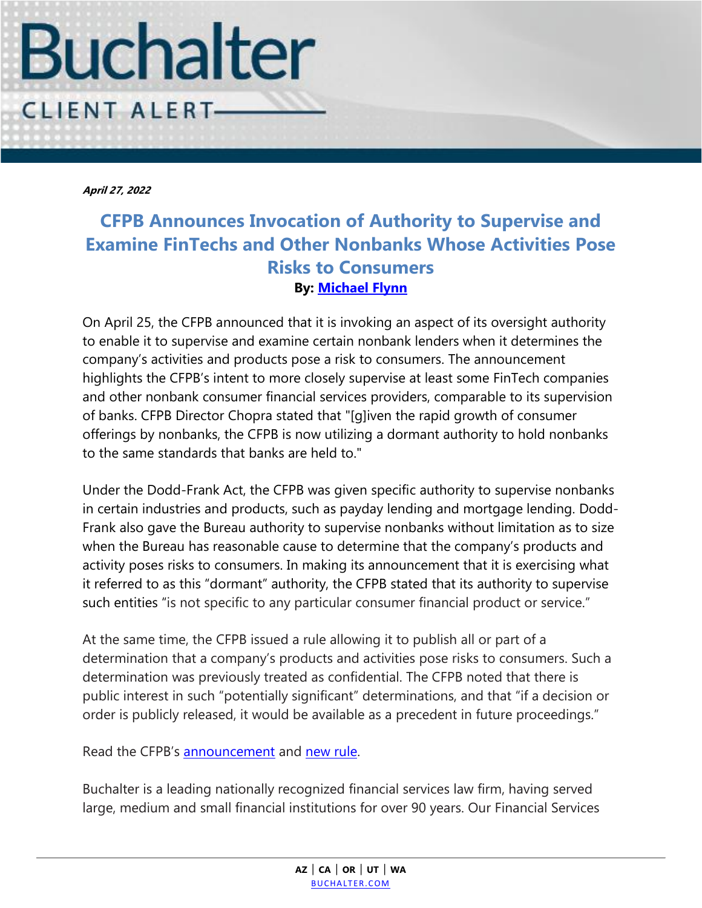# Buchalter

CLIENT ALERT

***April 27, 2022***

## CFPB Announces Invocation of Authority to Supervise and Examine FinTechs and Other Nonbanks Whose Activities Pose Risks to Consumers

**By: Michael Flynn**

On April 25, the CFPB announced that it is invoking an aspect of its oversight authority to enable it to supervise and examine certain nonbank lenders when it determines the company's activities and products pose a risk to consumers. The announcement highlights the CFPB's intent to more closely supervise at least some FinTech companies and other nonbank consumer financial services providers, comparable to its supervision of banks. CFPB Director Chopra stated that "[g]iven the rapid growth of consumer offerings by nonbanks, the CFPB is now utilizing a dormant authority to hold nonbanks to the same standards that banks are held to."

Under the Dodd-Frank Act, the CFPB was given specific authority to supervise nonbanks in certain industries and products, such as payday lending and mortgage lending. Dodd-Frank also gave the Bureau authority to supervise nonbanks without limitation as to size when the Bureau has reasonable cause to determine that the company's products and activity poses risks to consumers. In making its announcement that it is exercising what it referred to as this "dormant" authority, the CFPB stated that its authority to supervise such entities "is not specific to any particular consumer financial product or service."

At the same time, the CFPB issued a rule allowing it to publish all or part of a determination that a company's products and activities pose risks to consumers. Such a determination was previously treated as confidential. The CFPB noted that there is public interest in such "potentially significant" determinations, and that "if a decision or order is publicly released, it would be available as a precedent in future proceedings."

Read the CFPB's announcement and new rule.

Buchalter is a leading nationally recognized financial services law firm, having served large, medium and small financial institutions for over 90 years. Our Financial Services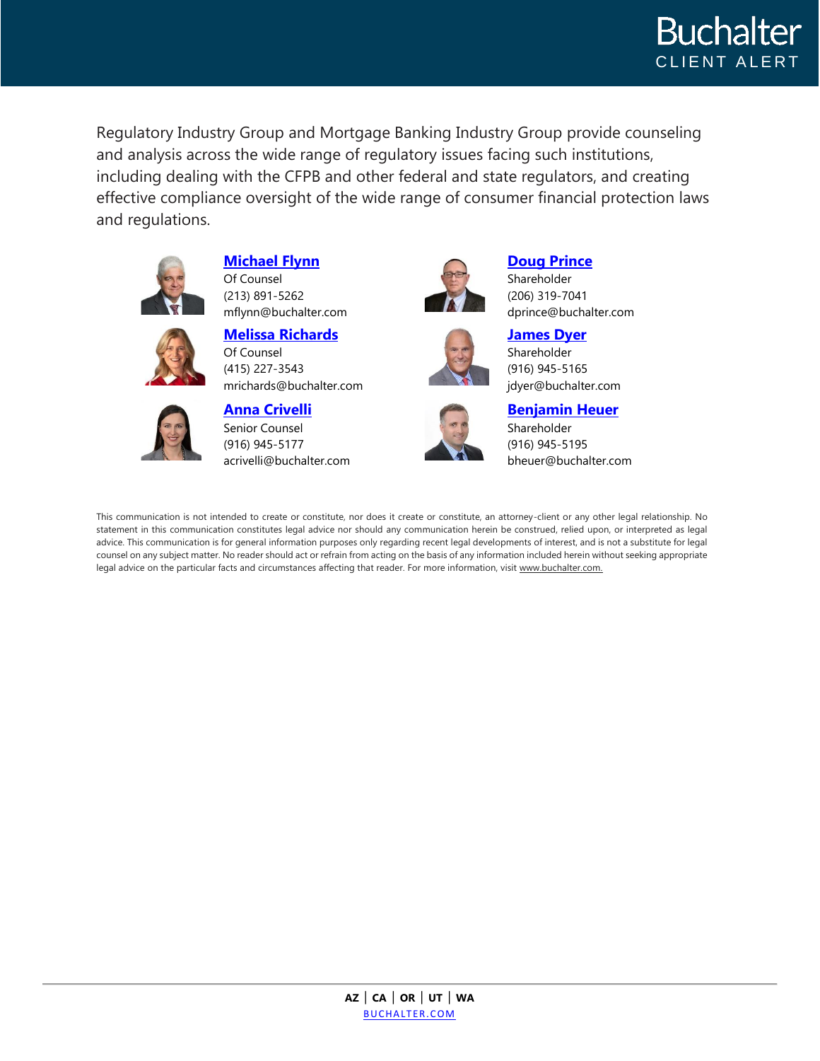Regulatory Industry Group and Mortgage Banking Industry Group provide counseling and analysis across the wide range of regulatory issues facing such institutions, including dealing with the CFPB and other federal and state regulators, and creating effective compliance oversight of the wide range of consumer financial protection laws and regulations.

**Michael Flynn**
Of Counsel
(213) 891-5262
mflynn@buchalter.com

**Melissa Richards**
Of Counsel
(415) 227-3543
mrichards@buchalter.com

**Anna Crivelli**
Senior Counsel
(916) 945-5177
acrivelli@buchalter.com

**Doug Prince**
Shareholder
(206) 319-7041
dprince@buchalter.com

**James Dyer**
Shareholder
(916) 945-5165
jdyer@buchalter.com

**Benjamin Heuer**
Shareholder
(916) 945-5195
bheuer@buchalter.com

This communication is not intended to create or constitute, nor does it create or constitute, an attorney-client or any other legal relationship. No statement in this communication constitutes legal advice nor should any communication herein be construed, relied upon, or interpreted as legal advice. This communication is for general information purposes only regarding recent legal developments of interest, and is not a substitute for legal counsel on any subject matter. No reader should act or refrain from acting on the basis of any information included herein without seeking appropriate legal advice on the particular facts and circumstances affecting that reader. For more information, visit www.buchalter.com.

**AZ | CA | OR | UT | WA**
BUCHALTER.COM